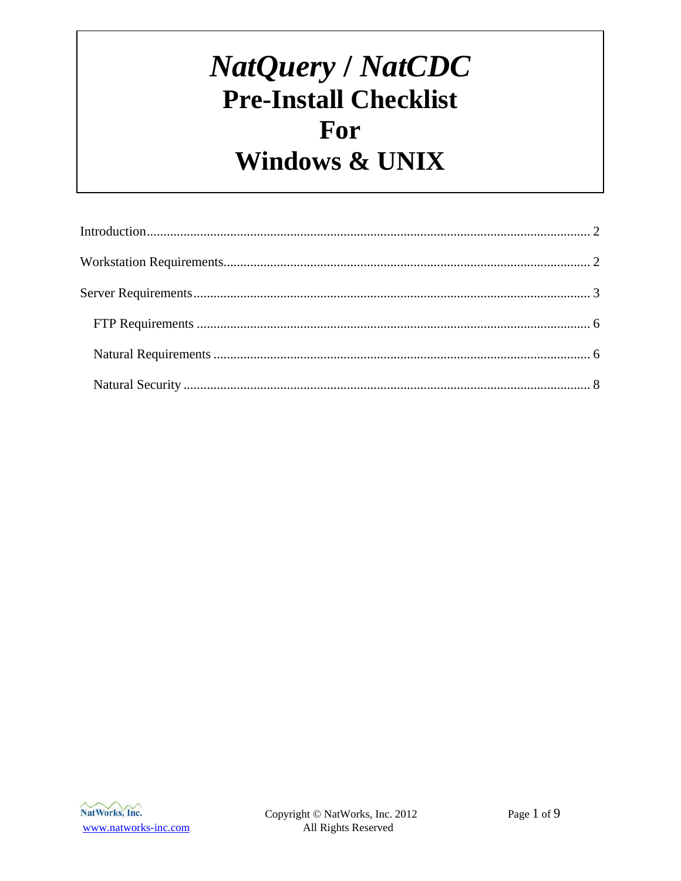# *NatQuery / NatCDC*
# Pre-Install Checklist
# For
# Windows & UNIX

Introduction .......... 2

Workstation Requirements .......... 2

Server Requirements .......... 3

- FTP Requirements .......... 6
- Natural Requirements .......... 6
- Natural Security .......... 8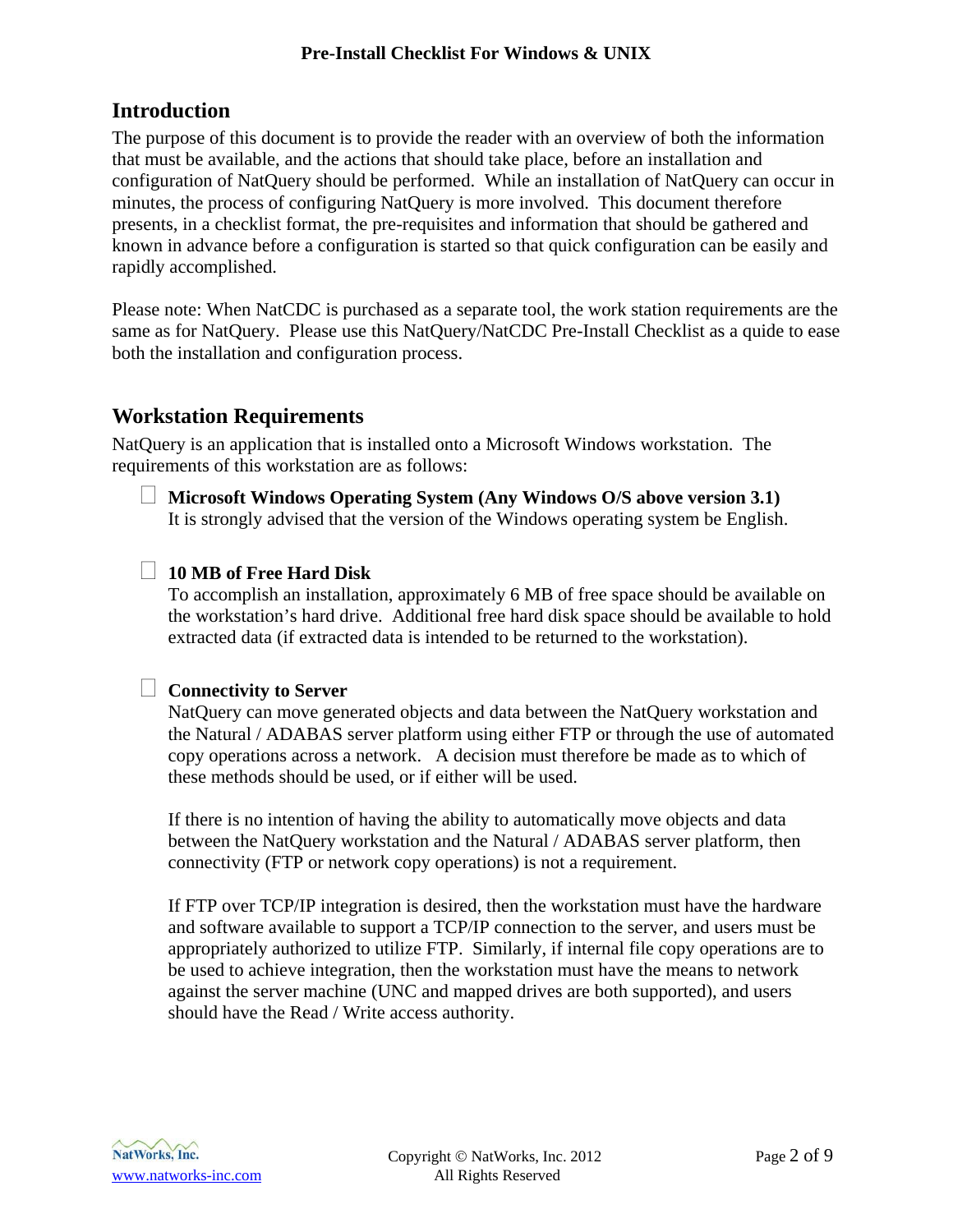## Introduction

The purpose of this document is to provide the reader with an overview of both the information that must be available, and the actions that should take place, before an installation and configuration of NatQuery should be performed. While an installation of NatQuery can occur in minutes, the process of configuring NatQuery is more involved. This document therefore presents, in a checklist format, the pre-requisites and information that should be gathered and known in advance before a configuration is started so that quick configuration can be easily and rapidly accomplished.

Please note: When NatCDC is purchased as a separate tool, the work station requirements are the same as for NatQuery. Please use this NatQuery/NatCDC Pre-Install Checklist as a quide to ease both the installation and configuration process.

## Workstation Requirements

NatQuery is an application that is installed onto a Microsoft Windows workstation. The requirements of this workstation are as follows:

- [ ] **Microsoft Windows Operating System (Any Windows O/S above version 3.1)**
  It is strongly advised that the version of the Windows operating system be English.

- [ ] **10 MB of Free Hard Disk**
  To accomplish an installation, approximately 6 MB of free space should be available on the workstation's hard drive. Additional free hard disk space should be available to hold extracted data (if extracted data is intended to be returned to the workstation).

- [ ] **Connectivity to Server**
  NatQuery can move generated objects and data between the NatQuery workstation and the Natural / ADABAS server platform using either FTP or through the use of automated copy operations across a network. A decision must therefore be made as to which of these methods should be used, or if either will be used.

  If there is no intention of having the ability to automatically move objects and data between the NatQuery workstation and the Natural / ADABAS server platform, then connectivity (FTP or network copy operations) is not a requirement.

  If FTP over TCP/IP integration is desired, then the workstation must have the hardware and software available to support a TCP/IP connection to the server, and users must be appropriately authorized to utilize FTP. Similarly, if internal file copy operations are to be used to achieve integration, then the workstation must have the means to network against the server machine (UNC and mapped drives are both supported), and users should have the Read / Write access authority.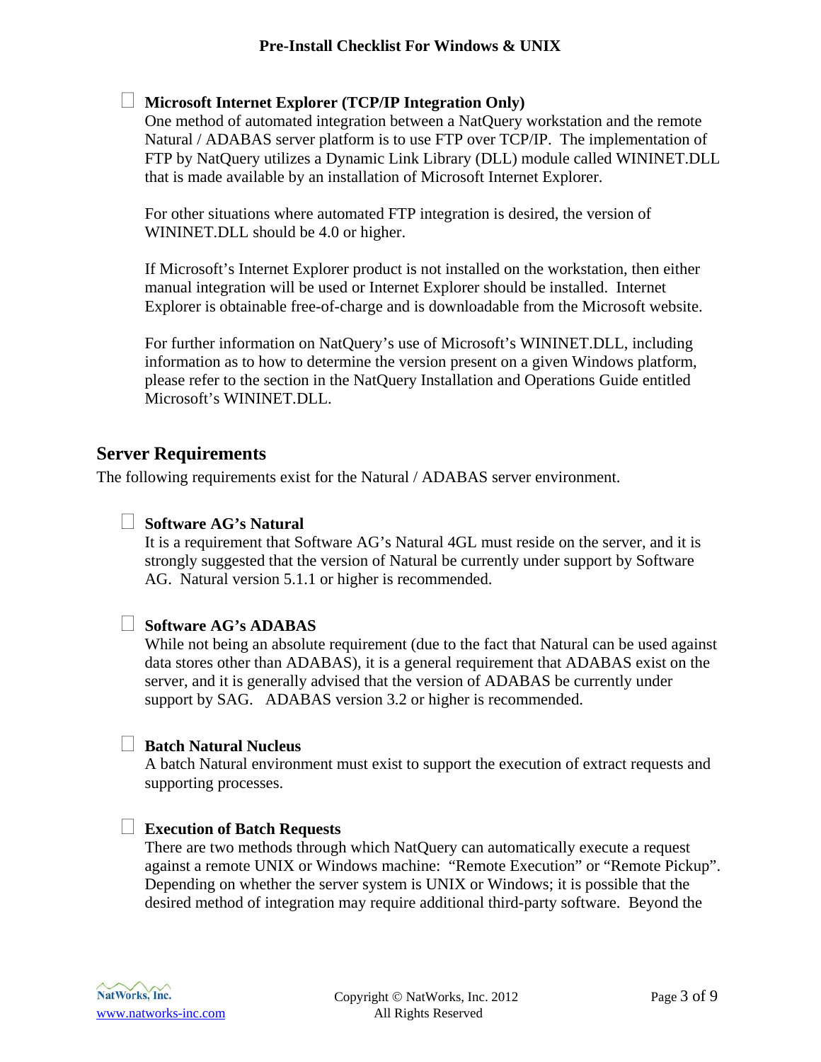- [ ] **Microsoft Internet Explorer (TCP/IP Integration Only)**
  One method of automated integration between a NatQuery workstation and the remote Natural / ADABAS server platform is to use FTP over TCP/IP. The implementation of FTP by NatQuery utilizes a Dynamic Link Library (DLL) module called WININET.DLL that is made available by an installation of Microsoft Internet Explorer.

  For other situations where automated FTP integration is desired, the version of WININET.DLL should be 4.0 or higher.

  If Microsoft's Internet Explorer product is not installed on the workstation, then either manual integration will be used or Internet Explorer should be installed. Internet Explorer is obtainable free-of-charge and is downloadable from the Microsoft website.

  For further information on NatQuery's use of Microsoft's WININET.DLL, including information as to how to determine the version present on a given Windows platform, please refer to the section in the NatQuery Installation and Operations Guide entitled Microsoft's WININET.DLL.

## Server Requirements

The following requirements exist for the Natural / ADABAS server environment.

- [ ] **Software AG's Natural**
  It is a requirement that Software AG's Natural 4GL must reside on the server, and it is strongly suggested that the version of Natural be currently under support by Software AG. Natural version 5.1.1 or higher is recommended.

- [ ] **Software AG's ADABAS**
  While not being an absolute requirement (due to the fact that Natural can be used against data stores other than ADABAS), it is a general requirement that ADABAS exist on the server, and it is generally advised that the version of ADABAS be currently under support by SAG. ADABAS version 3.2 or higher is recommended.

- [ ] **Batch Natural Nucleus**
  A batch Natural environment must exist to support the execution of extract requests and supporting processes.

- [ ] **Execution of Batch Requests**
  There are two methods through which NatQuery can automatically execute a request against a remote UNIX or Windows machine: "Remote Execution" or "Remote Pickup". Depending on whether the server system is UNIX or Windows; it is possible that the desired method of integration may require additional third-party software. Beyond the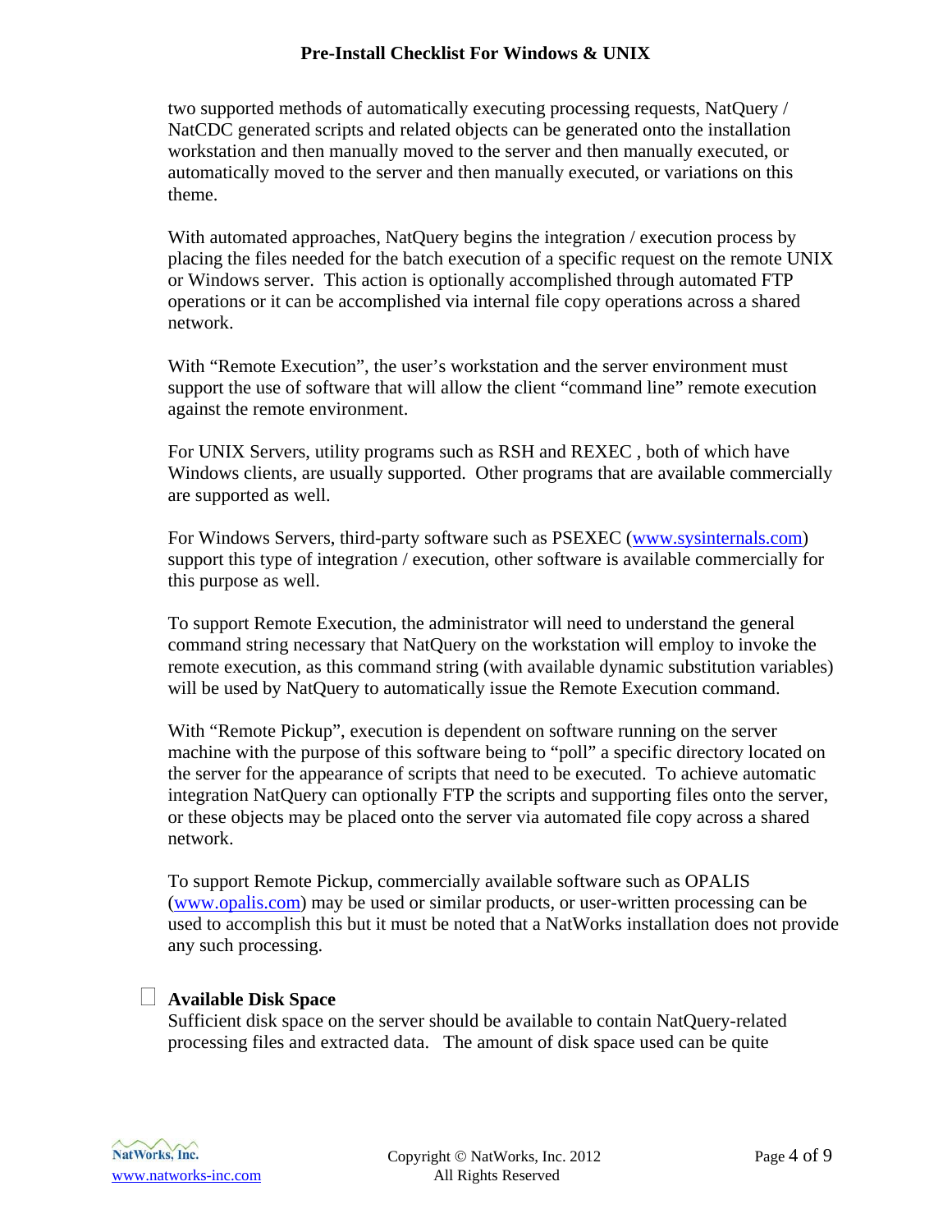two supported methods of automatically executing processing requests, NatQuery / NatCDC generated scripts and related objects can be generated onto the installation workstation and then manually moved to the server and then manually executed, or automatically moved to the server and then manually executed, or variations on this theme.

With automated approaches, NatQuery begins the integration / execution process by placing the files needed for the batch execution of a specific request on the remote UNIX or Windows server. This action is optionally accomplished through automated FTP operations or it can be accomplished via internal file copy operations across a shared network.

With "Remote Execution", the user's workstation and the server environment must support the use of software that will allow the client "command line" remote execution against the remote environment.

For UNIX Servers, utility programs such as RSH and REXEC , both of which have Windows clients, are usually supported. Other programs that are available commercially are supported as well.

For Windows Servers, third-party software such as PSEXEC (www.sysinternals.com) support this type of integration / execution, other software is available commercially for this purpose as well.

To support Remote Execution, the administrator will need to understand the general command string necessary that NatQuery on the workstation will employ to invoke the remote execution, as this command string (with available dynamic substitution variables) will be used by NatQuery to automatically issue the Remote Execution command.

With "Remote Pickup", execution is dependent on software running on the server machine with the purpose of this software being to "poll" a specific directory located on the server for the appearance of scripts that need to be executed. To achieve automatic integration NatQuery can optionally FTP the scripts and supporting files onto the server, or these objects may be placed onto the server via automated file copy across a shared network.

To support Remote Pickup, commercially available software such as OPALIS (www.opalis.com) may be used or similar products, or user-written processing can be used to accomplish this but it must be noted that a NatWorks installation does not provide any such processing.

- [ ] **Available Disk Space**

Sufficient disk space on the server should be available to contain NatQuery-related processing files and extracted data. The amount of disk space used can be quite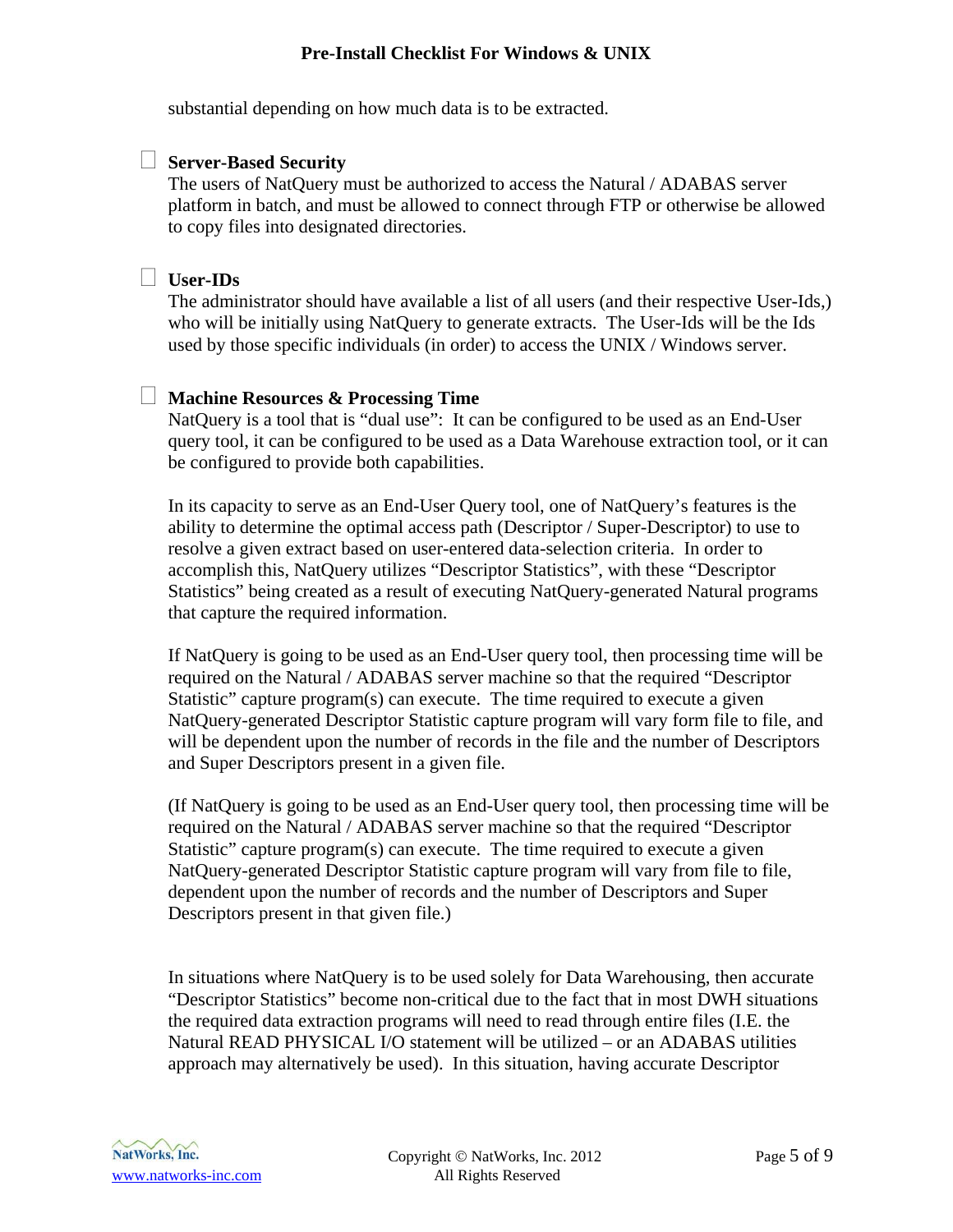substantial depending on how much data is to be extracted.

☐ **Server-Based Security**
The users of NatQuery must be authorized to access the Natural / ADABAS server platform in batch, and must be allowed to connect through FTP or otherwise be allowed to copy files into designated directories.

☐ **User-IDs**
The administrator should have available a list of all users (and their respective User-Ids,) who will be initially using NatQuery to generate extracts. The User-Ids will be the Ids used by those specific individuals (in order) to access the UNIX / Windows server.

☐ **Machine Resources & Processing Time**
NatQuery is a tool that is "dual use": It can be configured to be used as an End-User query tool, it can be configured to be used as a Data Warehouse extraction tool, or it can be configured to provide both capabilities.

In its capacity to serve as an End-User Query tool, one of NatQuery's features is the ability to determine the optimal access path (Descriptor / Super-Descriptor) to use to resolve a given extract based on user-entered data-selection criteria. In order to accomplish this, NatQuery utilizes "Descriptor Statistics", with these "Descriptor Statistics" being created as a result of executing NatQuery-generated Natural programs that capture the required information.

If NatQuery is going to be used as an End-User query tool, then processing time will be required on the Natural / ADABAS server machine so that the required "Descriptor Statistic" capture program(s) can execute. The time required to execute a given NatQuery-generated Descriptor Statistic capture program will vary form file to file, and will be dependent upon the number of records in the file and the number of Descriptors and Super Descriptors present in a given file.

(If NatQuery is going to be used as an End-User query tool, then processing time will be required on the Natural / ADABAS server machine so that the required "Descriptor Statistic" capture program(s) can execute. The time required to execute a given NatQuery-generated Descriptor Statistic capture program will vary from file to file, dependent upon the number of records and the number of Descriptors and Super Descriptors present in that given file.)

In situations where NatQuery is to be used solely for Data Warehousing, then accurate "Descriptor Statistics" become non-critical due to the fact that in most DWH situations the required data extraction programs will need to read through entire files (I.E. the Natural READ PHYSICAL I/O statement will be utilized – or an ADABAS utilities approach may alternatively be used). In this situation, having accurate Descriptor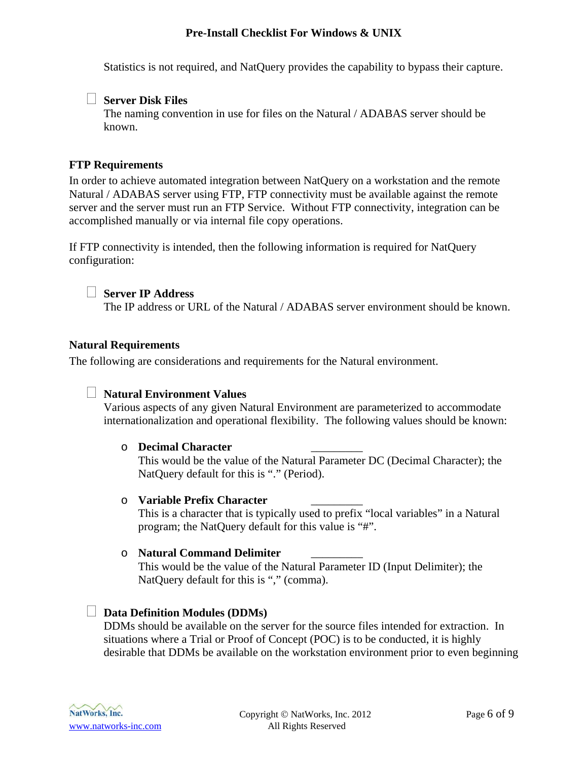Statistics is not required, and NatQuery provides the capability to bypass their capture.

- [ ] **Server Disk Files**
  The naming convention in use for files on the Natural / ADABAS server should be known.

### FTP Requirements

In order to achieve automated integration between NatQuery on a workstation and the remote Natural / ADABAS server using FTP, FTP connectivity must be available against the remote server and the server must run an FTP Service. Without FTP connectivity, integration can be accomplished manually or via internal file copy operations.

If FTP connectivity is intended, then the following information is required for NatQuery configuration:

- [ ] **Server IP Address**
  The IP address or URL of the Natural / ADABAS server environment should be known.

### Natural Requirements

The following are considerations and requirements for the Natural environment.

- [ ] **Natural Environment Values**
  Various aspects of any given Natural Environment are parameterized to accommodate internationalization and operational flexibility. The following values should be known:

  - **Decimal Character** _________
    This would be the value of the Natural Parameter DC (Decimal Character); the NatQuery default for this is "." (Period).

  - **Variable Prefix Character** _________
    This is a character that is typically used to prefix "local variables" in a Natural program; the NatQuery default for this value is "#".

  - **Natural Command Delimiter** _________
    This would be the value of the Natural Parameter ID (Input Delimiter); the NatQuery default for this is "," (comma).

- [ ] **Data Definition Modules (DDMs)**
  DDMs should be available on the server for the source files intended for extraction. In situations where a Trial or Proof of Concept (POC) is to be conducted, it is highly desirable that DDMs be available on the workstation environment prior to even beginning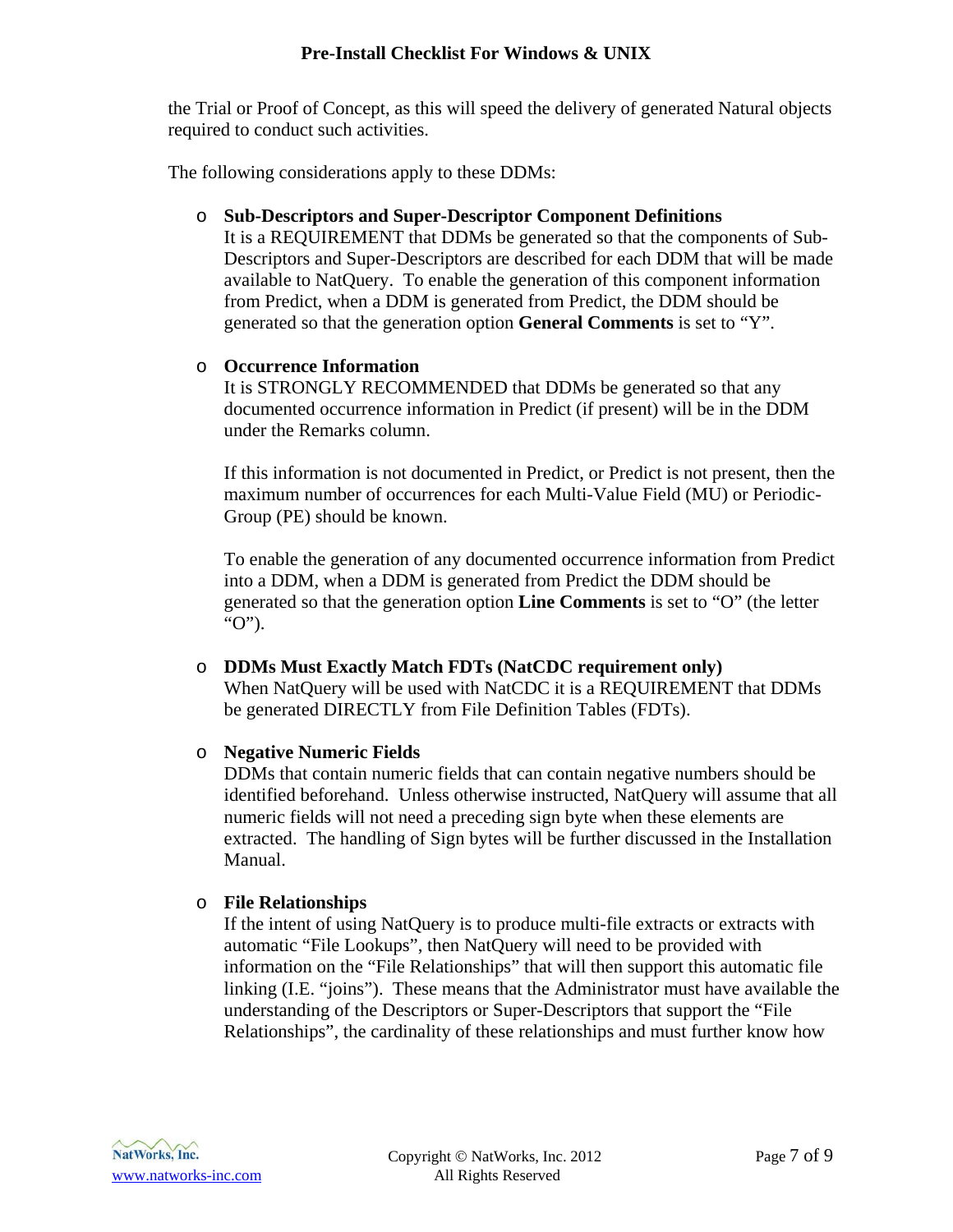the Trial or Proof of Concept, as this will speed the delivery of generated Natural objects required to conduct such activities.

The following considerations apply to these DDMs:

- **Sub-Descriptors and Super-Descriptor Component Definitions**
  It is a REQUIREMENT that DDMs be generated so that the components of Sub-Descriptors and Super-Descriptors are described for each DDM that will be made available to NatQuery. To enable the generation of this component information from Predict, when a DDM is generated from Predict, the DDM should be generated so that the generation option **General Comments** is set to "Y".

- **Occurrence Information**
  It is STRONGLY RECOMMENDED that DDMs be generated so that any documented occurrence information in Predict (if present) will be in the DDM under the Remarks column.

  If this information is not documented in Predict, or Predict is not present, then the maximum number of occurrences for each Multi-Value Field (MU) or Periodic-Group (PE) should be known.

  To enable the generation of any documented occurrence information from Predict into a DDM, when a DDM is generated from Predict the DDM should be generated so that the generation option **Line Comments** is set to "O" (the letter "O").

- **DDMs Must Exactly Match FDTs (NatCDC requirement only)**
  When NatQuery will be used with NatCDC it is a REQUIREMENT that DDMs be generated DIRECTLY from File Definition Tables (FDTs).

- **Negative Numeric Fields**
  DDMs that contain numeric fields that can contain negative numbers should be identified beforehand. Unless otherwise instructed, NatQuery will assume that all numeric fields will not need a preceding sign byte when these elements are extracted. The handling of Sign bytes will be further discussed in the Installation Manual.

- **File Relationships**
  If the intent of using NatQuery is to produce multi-file extracts or extracts with automatic "File Lookups", then NatQuery will need to be provided with information on the "File Relationships" that will then support this automatic file linking (I.E. "joins"). These means that the Administrator must have available the understanding of the Descriptors or Super-Descriptors that support the "File Relationships", the cardinality of these relationships and must further know how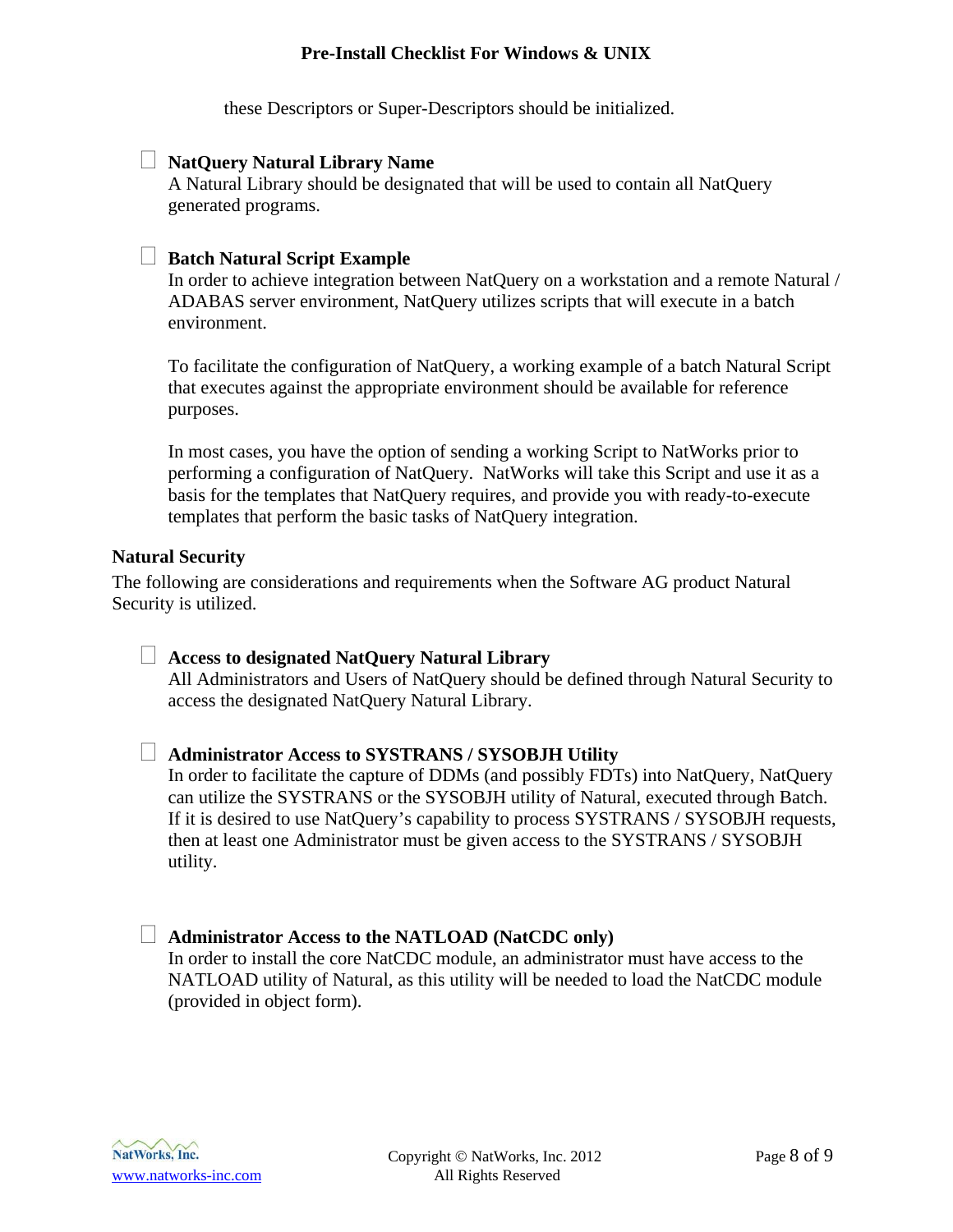these Descriptors or Super-Descriptors should be initialized.

- [ ] **NatQuery Natural Library Name**
  A Natural Library should be designated that will be used to contain all NatQuery generated programs.

- [ ] **Batch Natural Script Example**
  In order to achieve integration between NatQuery on a workstation and a remote Natural / ADABAS server environment, NatQuery utilizes scripts that will execute in a batch environment.

  To facilitate the configuration of NatQuery, a working example of a batch Natural Script that executes against the appropriate environment should be available for reference purposes.

  In most cases, you have the option of sending a working Script to NatWorks prior to performing a configuration of NatQuery. NatWorks will take this Script and use it as a basis for the templates that NatQuery requires, and provide you with ready-to-execute templates that perform the basic tasks of NatQuery integration.

**Natural Security**

The following are considerations and requirements when the Software AG product Natural Security is utilized.

- [ ] **Access to designated NatQuery Natural Library**
  All Administrators and Users of NatQuery should be defined through Natural Security to access the designated NatQuery Natural Library.

- [ ] **Administrator Access to SYSTRANS / SYSOBJH Utility**
  In order to facilitate the capture of DDMs (and possibly FDTs) into NatQuery, NatQuery can utilize the SYSTRANS or the SYSOBJH utility of Natural, executed through Batch. If it is desired to use NatQuery's capability to process SYSTRANS / SYSOBJH requests, then at least one Administrator must be given access to the SYSTRANS / SYSOBJH utility.

- [ ] **Administrator Access to the NATLOAD (NatCDC only)**
  In order to install the core NatCDC module, an administrator must have access to the NATLOAD utility of Natural, as this utility will be needed to load the NatCDC module (provided in object form).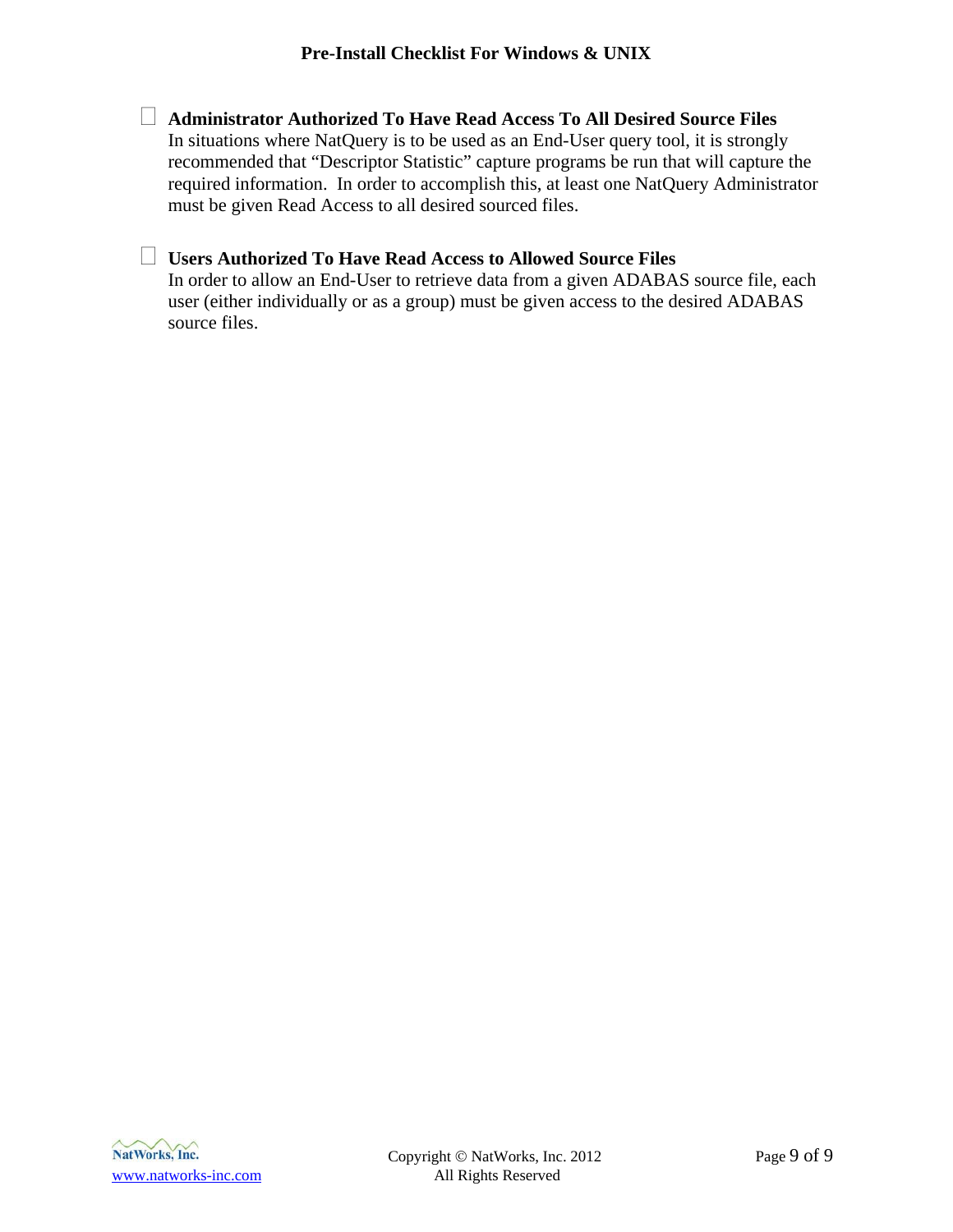- [ ] **Administrator Authorized To Have Read Access To All Desired Source Files**
  In situations where NatQuery is to be used as an End-User query tool, it is strongly recommended that "Descriptor Statistic" capture programs be run that will capture the required information. In order to accomplish this, at least one NatQuery Administrator must be given Read Access to all desired sourced files.

- [ ] **Users Authorized To Have Read Access to Allowed Source Files**
  In order to allow an End-User to retrieve data from a given ADABAS source file, each user (either individually or as a group) must be given access to the desired ADABAS source files.